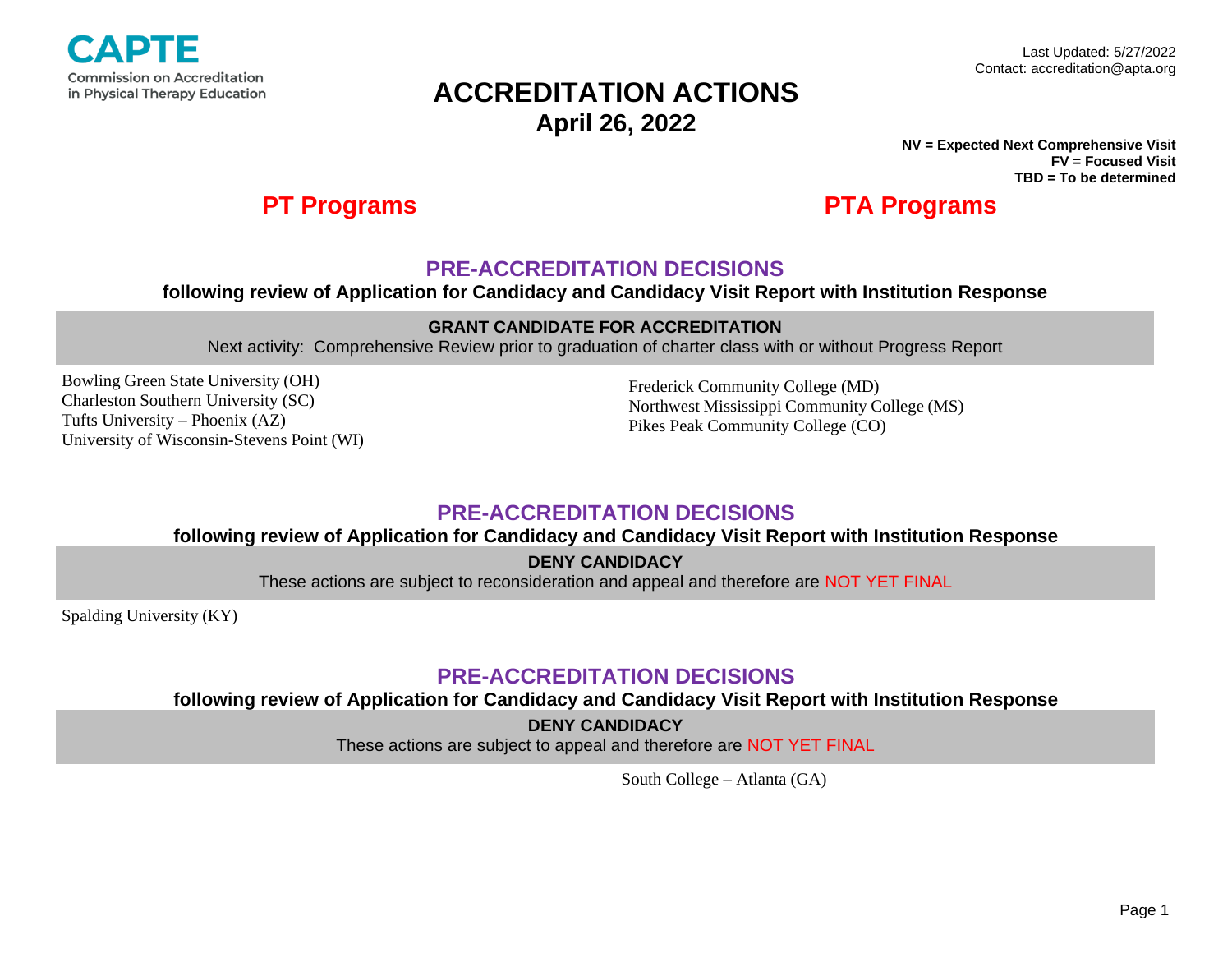**CAPTE**
Commission on Accreditation in Physical Therapy Education

Last Updated: 5/27/2022
Contact: accreditation@apta.org

# ACCREDITATION ACTIONS
## April 26, 2022

**NV = Expected Next Comprehensive Visit**
**FV = Focused Visit**
**TBD = To be determined**

| PT Programs | PTA Programs |
|---|---|

## PRE-ACCREDITATION DECISIONS
**following review of Application for Candidacy and Candidacy Visit Report with Institution Response**

**GRANT CANDIDATE FOR ACCREDITATION**
Next activity: Comprehensive Review prior to graduation of charter class with or without Progress Report

| PT Programs | PTA Programs |
|---|---|
| Bowling Green State University (OH) | Frederick Community College (MD) |
| Charleston Southern University (SC) | Northwest Mississippi Community College (MS) |
| Tufts University – Phoenix (AZ) | Pikes Peak Community College (CO) |
| University of Wisconsin-Stevens Point (WI) | |

## PRE-ACCREDITATION DECISIONS
**following review of Application for Candidacy and Candidacy Visit Report with Institution Response**

**DENY CANDIDACY**
These actions are subject to reconsideration and appeal and therefore are NOT YET FINAL

| PT Programs | PTA Programs |
|---|---|
| Spalding University (KY) | |

## PRE-ACCREDITATION DECISIONS
**following review of Application for Candidacy and Candidacy Visit Report with Institution Response**

**DENY CANDIDACY**
These actions are subject to appeal and therefore are NOT YET FINAL

| PT Programs | PTA Programs |
|---|---|
| | South College – Atlanta (GA) |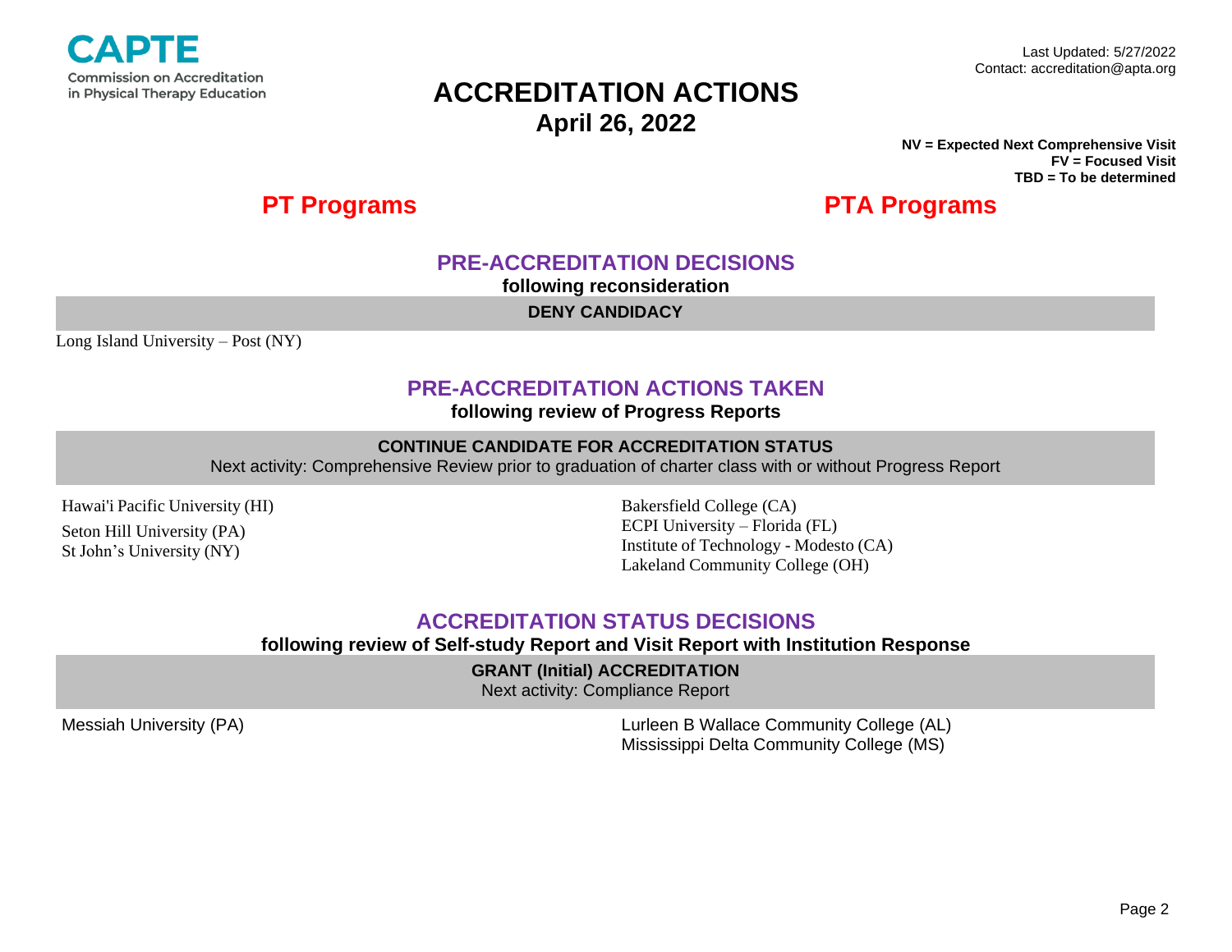CAPTE
Commission on Accreditation in Physical Therapy Education

Last Updated: 5/27/2022
Contact: accreditation@apta.org

# ACCREDITATION ACTIONS
## April 26, 2022

**NV = Expected Next Comprehensive Visit**
**FV = Focused Visit**
**TBD = To be determined**

| PT Programs | PTA Programs |
|---|---|

## PRE-ACCREDITATION DECISIONS
**following reconsideration**

### DENY CANDIDACY

| PT Programs | PTA Programs |
|---|---|
| Long Island University – Post (NY) | |

## PRE-ACCREDITATION ACTIONS TAKEN
**following review of Progress Reports**

### CONTINUE CANDIDATE FOR ACCREDITATION STATUS
Next activity: Comprehensive Review prior to graduation of charter class with or without Progress Report

| PT Programs | PTA Programs |
|---|---|
| Hawai'i Pacific University (HI) | Bakersfield College (CA) |
| Seton Hill University (PA) | ECPI University – Florida (FL) |
| St John's University (NY) | Institute of Technology - Modesto (CA) |
| | Lakeland Community College (OH) |

## ACCREDITATION STATUS DECISIONS
**following review of Self-study Report and Visit Report with Institution Response**

### GRANT (Initial) ACCREDITATION
Next activity: Compliance Report

| PT Programs | PTA Programs |
|---|---|
| Messiah University (PA) | Lurleen B Wallace Community College (AL) |
| | Mississippi Delta Community College (MS) |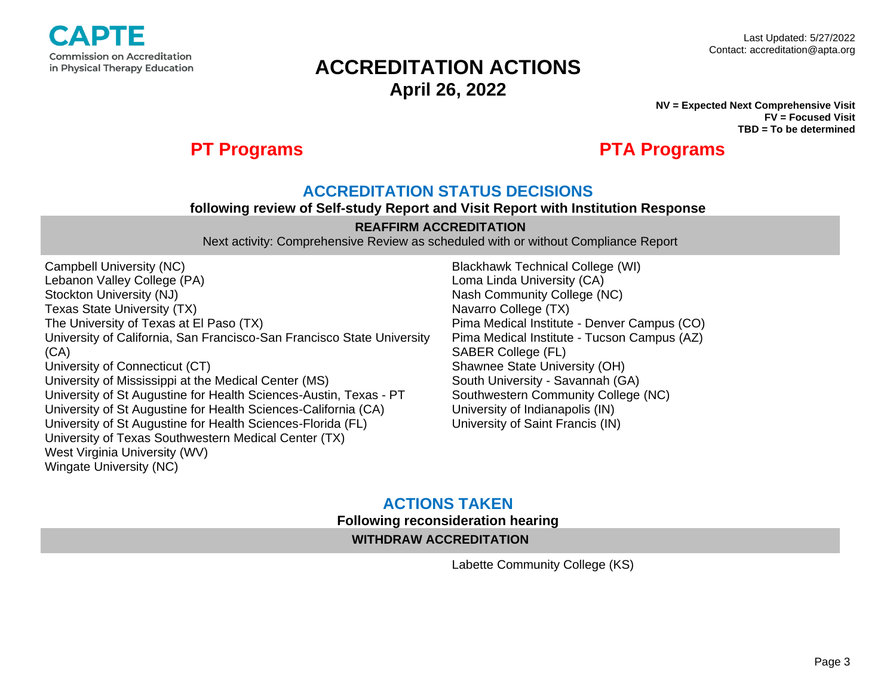**CAPTE**
Commission on Accreditation in Physical Therapy Education

Last Updated: 5/27/2022
Contact: accreditation@apta.org

# ACCREDITATION ACTIONS
## April 26, 2022

**NV = Expected Next Comprehensive Visit**
**FV = Focused Visit**
**TBD = To be determined**

## ACCREDITATION STATUS DECISIONS
**following review of Self-study Report and Visit Report with Institution Response**

### REAFFIRM ACCREDITATION
Next activity: Comprehensive Review as scheduled with or without Compliance Report

| PT Programs | PTA Programs |
|---|---|
| Campbell University (NC) | Blackhawk Technical College (WI) |
| Lebanon Valley College (PA) | Loma Linda University (CA) |
| Stockton University (NJ) | Nash Community College (NC) |
| Texas State University (TX) | Navarro College (TX) |
| The University of Texas at El Paso (TX) | Pima Medical Institute - Denver Campus (CO) |
| University of California, San Francisco-San Francisco State University (CA) | Pima Medical Institute - Tucson Campus (AZ) |
| University of Connecticut (CT) | SABER College (FL) |
| University of Mississippi at the Medical Center (MS) | Shawnee State University (OH) |
| University of St Augustine for Health Sciences-Austin, Texas - PT | South University - Savannah (GA) |
| University of St Augustine for Health Sciences-California (CA) | Southwestern Community College (NC) |
| University of St Augustine for Health Sciences-Florida (FL) | University of Indianapolis (IN) |
| University of Texas Southwestern Medical Center (TX) | University of Saint Francis (IN) |
| West Virginia University (WV) | |
| Wingate University (NC) | |

## ACTIONS TAKEN
**Following reconsideration hearing**

### WITHDRAW ACCREDITATION

| PT Programs | PTA Programs |
|---|---|
| | Labette Community College (KS) |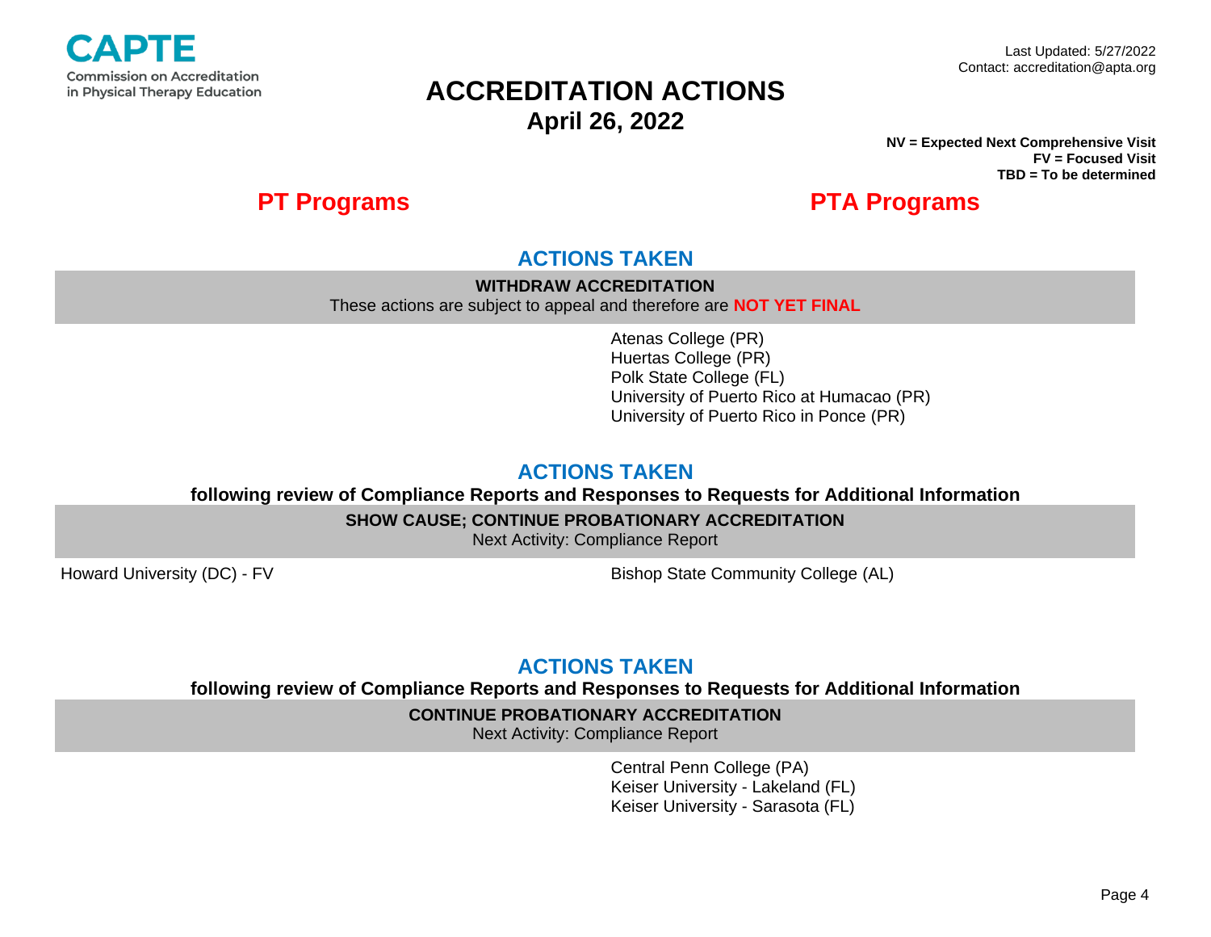CAPTE
Commission on Accreditation in Physical Therapy Education

Last Updated: 5/27/2022
Contact: accreditation@apta.org

# ACCREDITATION ACTIONS
## April 26, 2022

**NV = Expected Next Comprehensive Visit**
**FV = Focused Visit**
**TBD = To be determined**

## ACTIONS TAKEN

**WITHDRAW ACCREDITATION**
These actions are subject to appeal and therefore are **NOT YET FINAL**

| PT Programs | PTA Programs |
|---|---|
| | Atenas College (PR) |
| | Huertas College (PR) |
| | Polk State College (FL) |
| | University of Puerto Rico at Humacao (PR) |
| | University of Puerto Rico in Ponce (PR) |

## ACTIONS TAKEN
**following review of Compliance Reports and Responses to Requests for Additional Information**

**SHOW CAUSE; CONTINUE PROBATIONARY ACCREDITATION**
Next Activity: Compliance Report

| PT Programs | PTA Programs |
|---|---|
| Howard University (DC) - FV | Bishop State Community College (AL) |

## ACTIONS TAKEN
**following review of Compliance Reports and Responses to Requests for Additional Information**

**CONTINUE PROBATIONARY ACCREDITATION**
Next Activity: Compliance Report

| PT Programs | PTA Programs |
|---|---|
| | Central Penn College (PA) |
| | Keiser University - Lakeland (FL) |
| | Keiser University - Sarasota (FL) |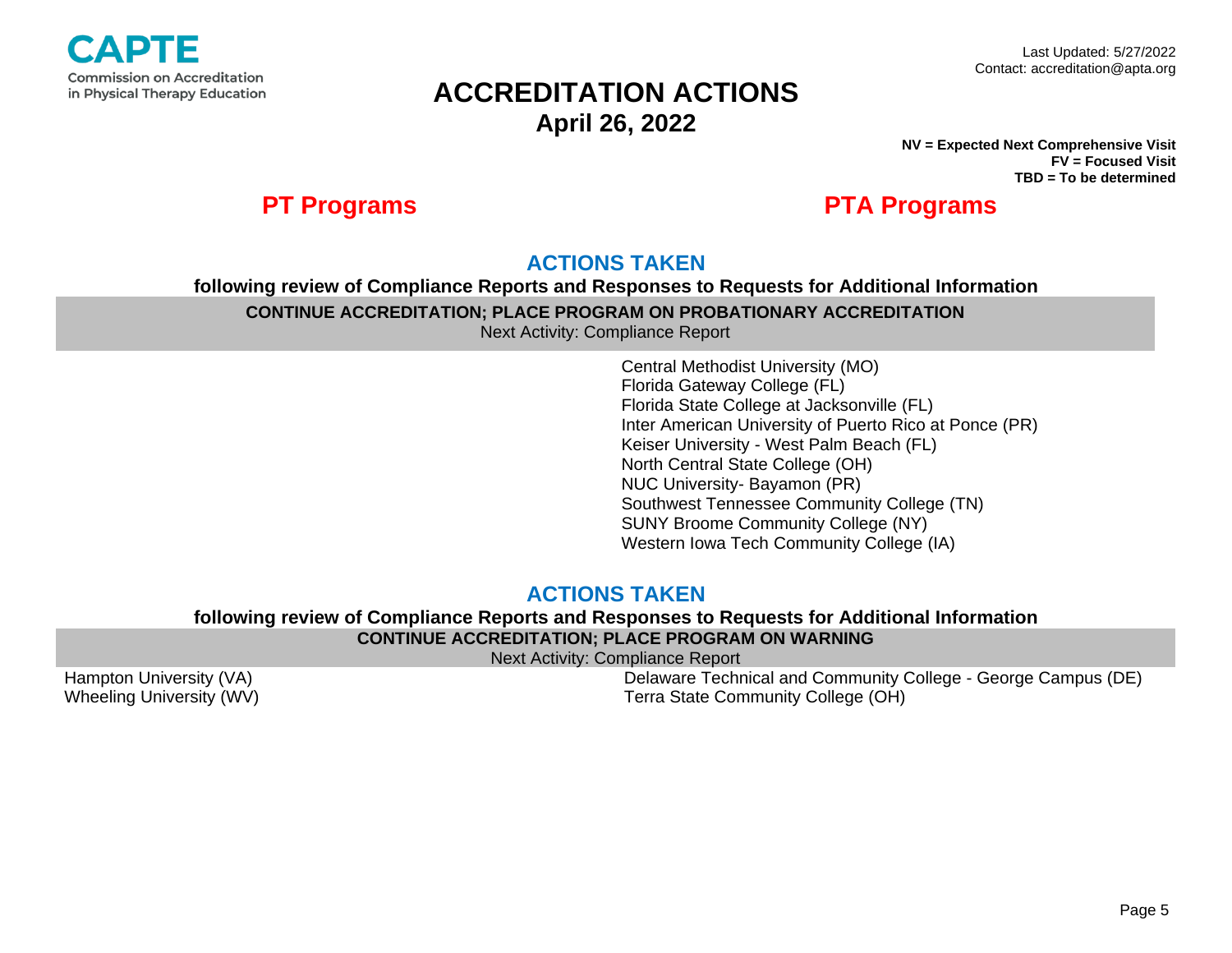CAPTE
Commission on Accreditation in Physical Therapy Education

Last Updated: 5/27/2022
Contact: accreditation@apta.org

# ACCREDITATION ACTIONS
## April 26, 2022

**NV = Expected Next Comprehensive Visit**
**FV = Focused Visit**
**TBD = To be determined**

## ACTIONS TAKEN
**following review of Compliance Reports and Responses to Requests for Additional Information**

**CONTINUE ACCREDITATION; PLACE PROGRAM ON PROBATIONARY ACCREDITATION**
Next Activity: Compliance Report

| PT Programs | PTA Programs |
| --- | --- |
| | Central Methodist University (MO) |
| | Florida Gateway College (FL) |
| | Florida State College at Jacksonville (FL) |
| | Inter American University of Puerto Rico at Ponce (PR) |
| | Keiser University - West Palm Beach (FL) |
| | North Central State College (OH) |
| | NUC University- Bayamon (PR) |
| | Southwest Tennessee Community College (TN) |
| | SUNY Broome Community College (NY) |
| | Western Iowa Tech Community College (IA) |

## ACTIONS TAKEN
**following review of Compliance Reports and Responses to Requests for Additional Information**

**CONTINUE ACCREDITATION; PLACE PROGRAM ON WARNING**
Next Activity: Compliance Report

| PT Programs | PTA Programs |
| --- | --- |
| Hampton University (VA) | Delaware Technical and Community College - George Campus (DE) |
| Wheeling University (WV) | Terra State Community College (OH) |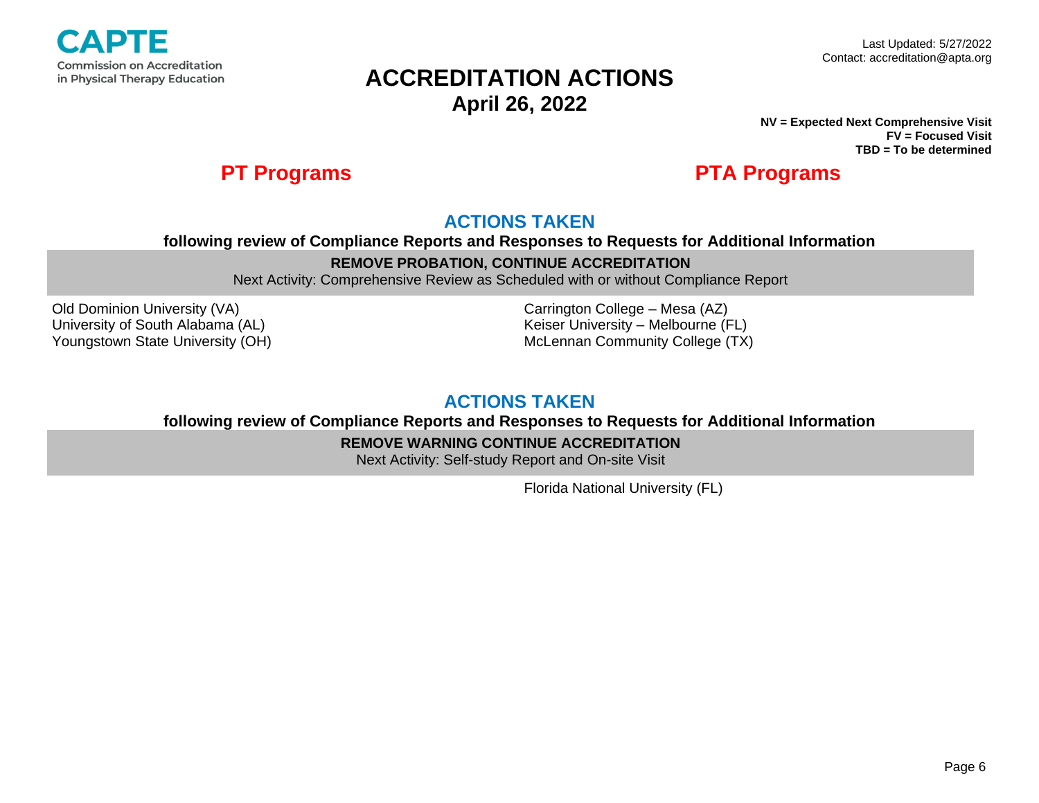CAPTE
Commission on Accreditation in Physical Therapy Education

Last Updated: 5/27/2022
Contact: accreditation@apta.org

# ACCREDITATION ACTIONS
## April 26, 2022

**NV = Expected Next Comprehensive Visit**
**FV = Focused Visit**
**TBD = To be determined**

## ACTIONS TAKEN
**following review of Compliance Reports and Responses to Requests for Additional Information**

**REMOVE PROBATION, CONTINUE ACCREDITATION**
Next Activity: Comprehensive Review as Scheduled with or without Compliance Report

| PT Programs | PTA Programs |
| --- | --- |
| Old Dominion University (VA) | Carrington College – Mesa (AZ) |
| University of South Alabama (AL) | Keiser University – Melbourne (FL) |
| Youngstown State University (OH) | McLennan Community College (TX) |

## ACTIONS TAKEN
**following review of Compliance Reports and Responses to Requests for Additional Information**

**REMOVE WARNING CONTINUE ACCREDITATION**
Next Activity: Self-study Report and On-site Visit

| PT Programs | PTA Programs |
| --- | --- |
| | Florida National University (FL) |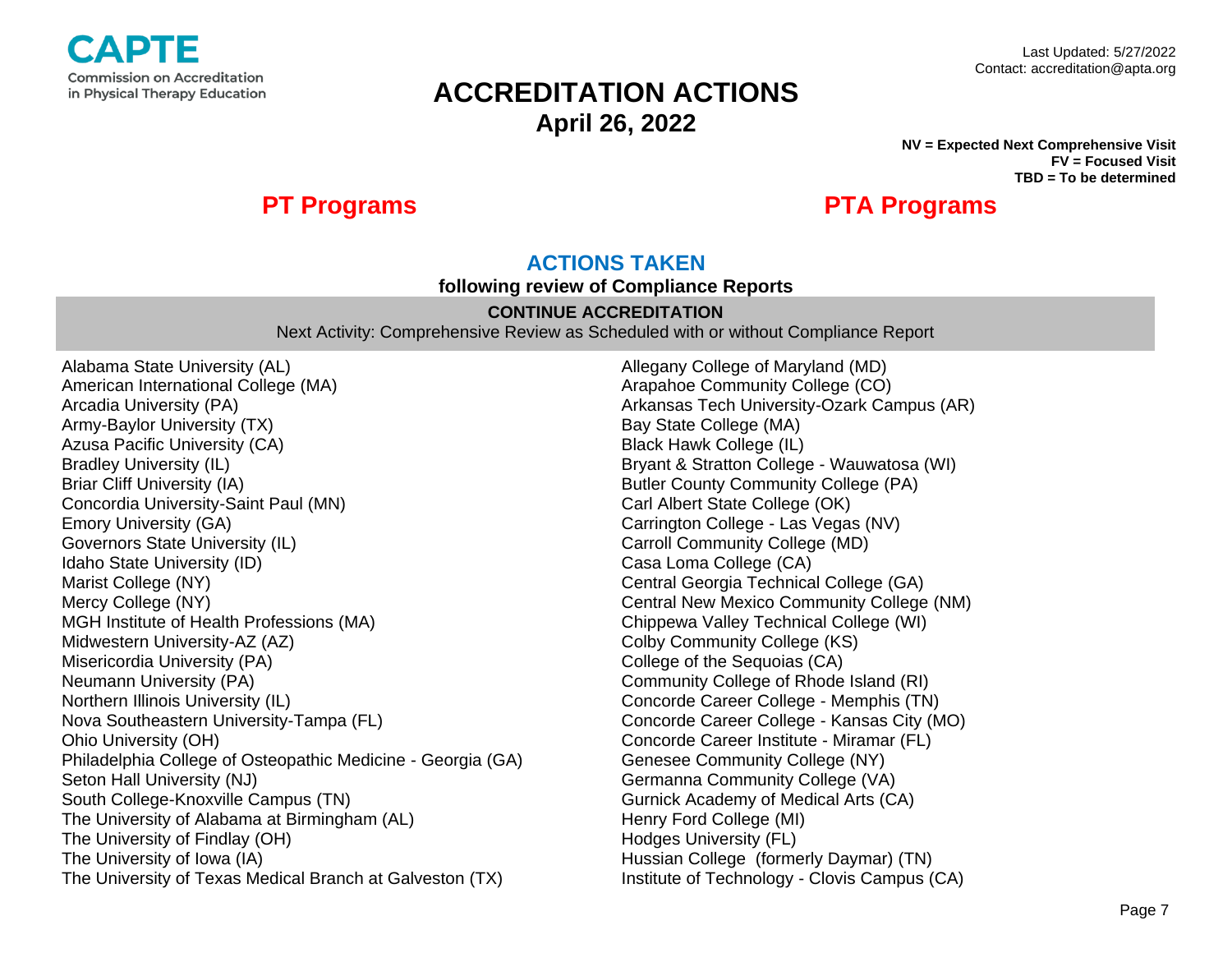CAPTE
Commission on Accreditation in Physical Therapy Education

Last Updated: 5/27/2022
Contact: accreditation@apta.org

# ACCREDITATION ACTIONS
## April 26, 2022

**NV = Expected Next Comprehensive Visit**
**FV = Focused Visit**
**TBD = To be determined**

## ACTIONS TAKEN
**following review of Compliance Reports**

### CONTINUE ACCREDITATION
Next Activity: Comprehensive Review as Scheduled with or without Compliance Report

## PT Programs

Alabama State University (AL)
American International College (MA)
Arcadia University (PA)
Army-Baylor University (TX)
Azusa Pacific University (CA)
Bradley University (IL)
Briar Cliff University (IA)
Concordia University-Saint Paul (MN)
Emory University (GA)
Governors State University (IL)
Idaho State University (ID)
Marist College (NY)
Mercy College (NY)
MGH Institute of Health Professions (MA)
Midwestern University-AZ (AZ)
Misericordia University (PA)
Neumann University (PA)
Northern Illinois University (IL)
Nova Southeastern University-Tampa (FL)
Ohio University (OH)
Philadelphia College of Osteopathic Medicine - Georgia (GA)
Seton Hall University (NJ)
South College-Knoxville Campus (TN)
The University of Alabama at Birmingham (AL)
The University of Findlay (OH)
The University of Iowa (IA)
The University of Texas Medical Branch at Galveston (TX)

## PTA Programs

Allegany College of Maryland (MD)
Arapahoe Community College (CO)
Arkansas Tech University-Ozark Campus (AR)
Bay State College (MA)
Black Hawk College (IL)
Bryant & Stratton College - Wauwatosa (WI)
Butler County Community College (PA)
Carl Albert State College (OK)
Carrington College - Las Vegas (NV)
Carroll Community College (MD)
Casa Loma College (CA)
Central Georgia Technical College (GA)
Central New Mexico Community College (NM)
Chippewa Valley Technical College (WI)
Colby Community College (KS)
College of the Sequoias (CA)
Community College of Rhode Island (RI)
Concorde Career College - Memphis (TN)
Concorde Career College - Kansas City (MO)
Concorde Career Institute - Miramar (FL)
Genesee Community College (NY)
Germanna Community College (VA)
Gurnick Academy of Medical Arts (CA)
Henry Ford College (MI)
Hodges University (FL)
Hussian College (formerly Daymar) (TN)
Institute of Technology - Clovis Campus (CA)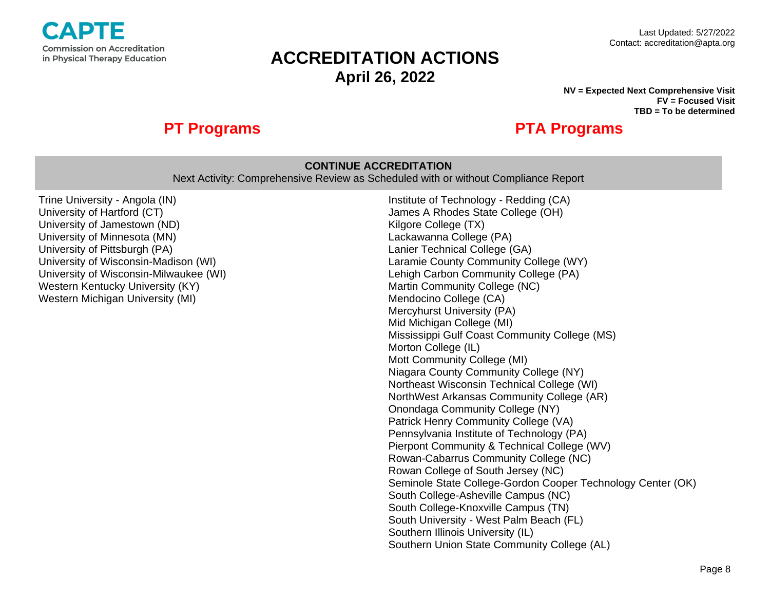CAPTE
Commission on Accreditation in Physical Therapy Education

Last Updated: 5/27/2022
Contact: accreditation@apta.org

# ACCREDITATION ACTIONS
## April 26, 2022

**NV = Expected Next Comprehensive Visit**
**FV = Focused Visit**
**TBD = To be determined**

### CONTINUE ACCREDITATION
Next Activity: Comprehensive Review as Scheduled with or without Compliance Report

## PT Programs

- Trine University - Angola (IN)
- University of Hartford (CT)
- University of Jamestown (ND)
- University of Minnesota (MN)
- University of Pittsburgh (PA)
- University of Wisconsin-Madison (WI)
- University of Wisconsin-Milwaukee (WI)
- Western Kentucky University (KY)
- Western Michigan University (MI)

## PTA Programs

- Institute of Technology - Redding (CA)
- James A Rhodes State College (OH)
- Kilgore College (TX)
- Lackawanna College (PA)
- Lanier Technical College (GA)
- Laramie County Community College (WY)
- Lehigh Carbon Community College (PA)
- Martin Community College (NC)
- Mendocino College (CA)
- Mercyhurst University (PA)
- Mid Michigan College (MI)
- Mississippi Gulf Coast Community College (MS)
- Morton College (IL)
- Mott Community College (MI)
- Niagara County Community College (NY)
- Northeast Wisconsin Technical College (WI)
- NorthWest Arkansas Community College (AR)
- Onondaga Community College (NY)
- Patrick Henry Community College (VA)
- Pennsylvania Institute of Technology (PA)
- Pierpont Community & Technical College (WV)
- Rowan-Cabarrus Community College (NC)
- Rowan College of South Jersey (NC)
- Seminole State College-Gordon Cooper Technology Center (OK)
- South College-Asheville Campus (NC)
- South College-Knoxville Campus (TN)
- South University - West Palm Beach (FL)
- Southern Illinois University (IL)
- Southern Union State Community College (AL)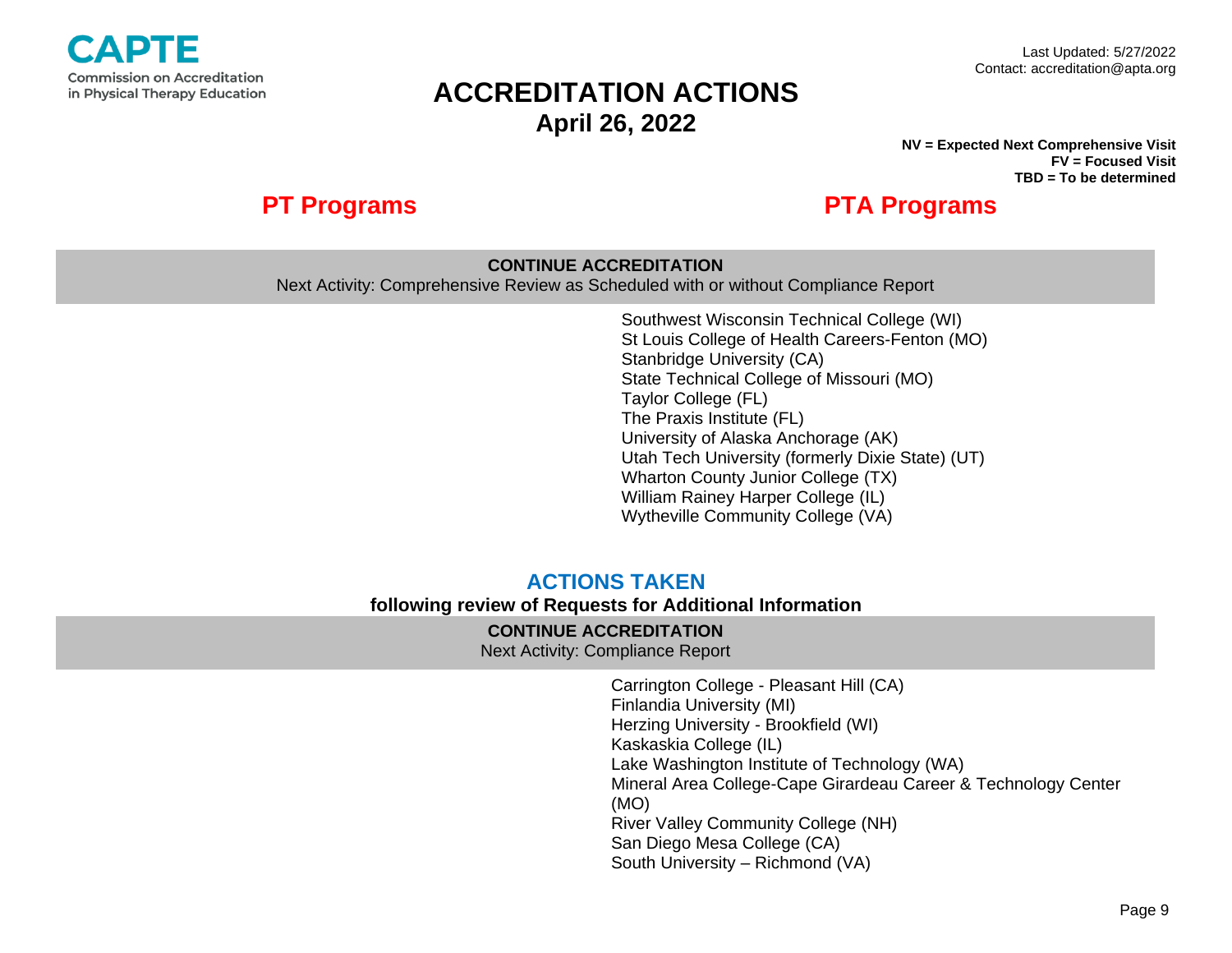CAPTE
Commission on Accreditation in Physical Therapy Education

Last Updated: 5/27/2022
Contact: accreditation@apta.org

# ACCREDITATION ACTIONS
## April 26, 2022

**NV = Expected Next Comprehensive Visit**
**FV = Focused Visit**
**TBD = To be determined**

## PT Programs

## PTA Programs

### CONTINUE ACCREDITATION
Next Activity: Comprehensive Review as Scheduled with or without Compliance Report

**PTA Programs:**

- Southwest Wisconsin Technical College (WI)
- St Louis College of Health Careers-Fenton (MO)
- Stanbridge University (CA)
- State Technical College of Missouri (MO)
- Taylor College (FL)
- The Praxis Institute (FL)
- University of Alaska Anchorage (AK)
- Utah Tech University (formerly Dixie State) (UT)
- Wharton County Junior College (TX)
- William Rainey Harper College (IL)
- Wytheville Community College (VA)

## ACTIONS TAKEN
**following review of Requests for Additional Information**

### CONTINUE ACCREDITATION
Next Activity: Compliance Report

**PTA Programs:**

- Carrington College - Pleasant Hill (CA)
- Finlandia University (MI)
- Herzing University - Brookfield (WI)
- Kaskaskia College (IL)
- Lake Washington Institute of Technology (WA)
- Mineral Area College-Cape Girardeau Career & Technology Center (MO)
- River Valley Community College (NH)
- San Diego Mesa College (CA)
- South University – Richmond (VA)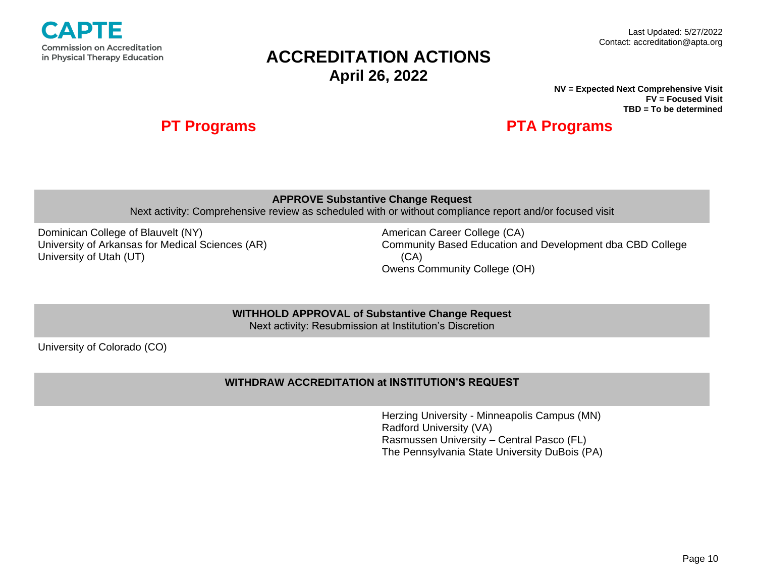CAPTE
Commission on Accreditation in Physical Therapy Education

Last Updated: 5/27/2022
Contact: accreditation@apta.org

# ACCREDITATION ACTIONS
## April 26, 2022

**NV = Expected Next Comprehensive Visit**
**FV = Focused Visit**
**TBD = To be determined**

| PT Programs | PTA Programs |
|---|---|

### APPROVE Substantive Change Request
Next activity: Comprehensive review as scheduled with or without compliance report and/or focused visit

| PT Programs | PTA Programs |
|---|---|
| Dominican College of Blauvelt (NY) | American Career College (CA) |
| University of Arkansas for Medical Sciences (AR) | Community Based Education and Development dba CBD College (CA) |
| University of Utah (UT) | Owens Community College (OH) |

### WITHHOLD APPROVAL of Substantive Change Request
Next activity: Resubmission at Institution's Discretion

| PT Programs | PTA Programs |
|---|---|
| University of Colorado (CO) | |

### WITHDRAW ACCREDITATION at INSTITUTION'S REQUEST

| PT Programs | PTA Programs |
|---|---|
| | Herzing University - Minneapolis Campus (MN) |
| | Radford University (VA) |
| | Rasmussen University – Central Pasco (FL) |
| | The Pennsylvania State University DuBois (PA) |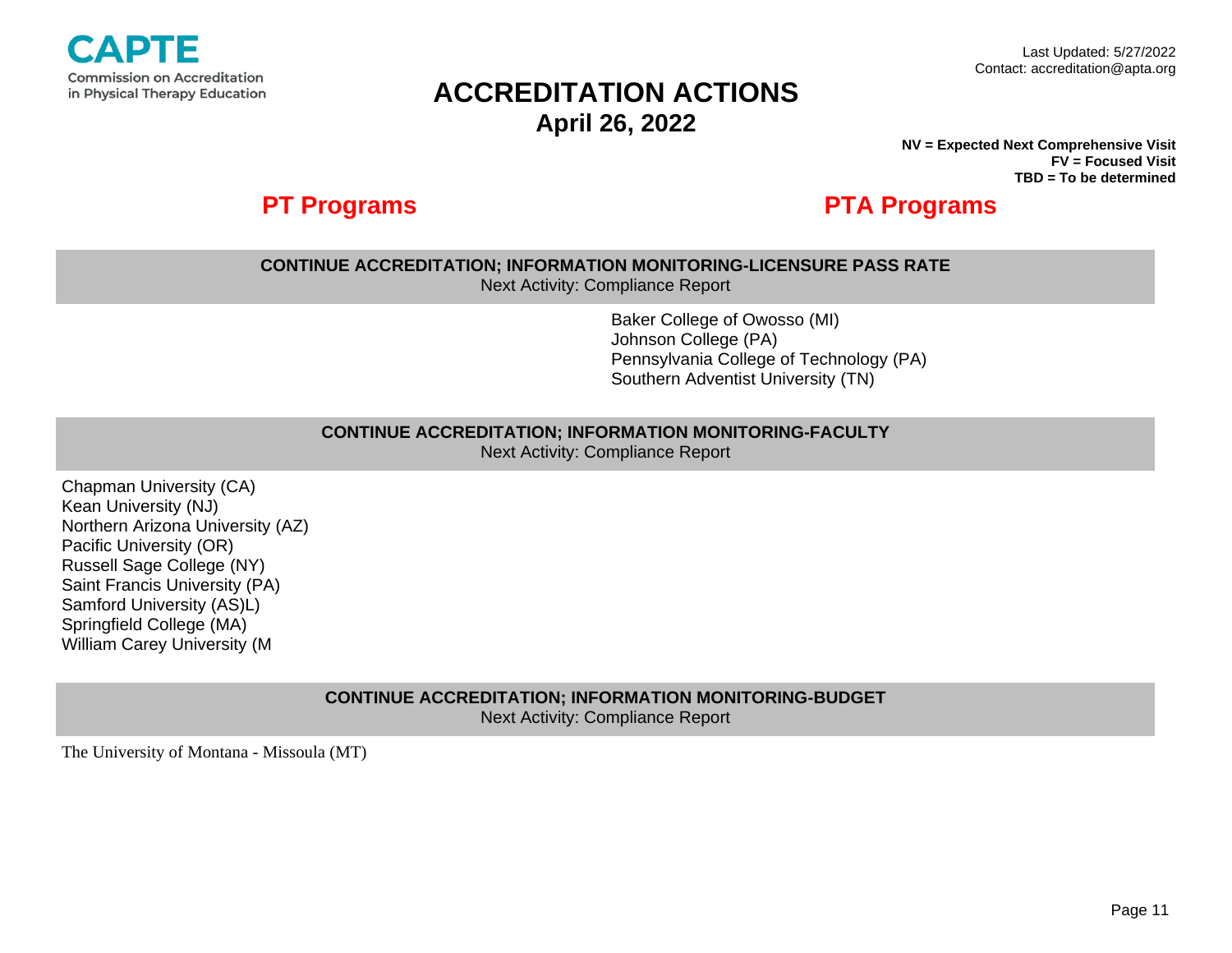CAPTE
Commission on Accreditation in Physical Therapy Education

Last Updated: 5/27/2022
Contact: accreditation@apta.org

# ACCREDITATION ACTIONS
## April 26, 2022

**NV = Expected Next Comprehensive Visit**
**FV = Focused Visit**
**TBD = To be determined**

| PT Programs | PTA Programs |
|---|---|
| **CONTINUE ACCREDITATION; INFORMATION MONITORING-LICENSURE PASS RATE**<br>Next Activity: Compliance Report | |
| | Baker College of Owosso (MI)<br>Johnson College (PA)<br>Pennsylvania College of Technology (PA)<br>Southern Adventist University (TN) |
| **CONTINUE ACCREDITATION; INFORMATION MONITORING-FACULTY**<br>Next Activity: Compliance Report | |
| Chapman University (CA)<br>Kean University (NJ)<br>Northern Arizona University (AZ)<br>Pacific University (OR)<br>Russell Sage College (NY)<br>Saint Francis University (PA)<br>Samford University (AS)L)<br>Springfield College (MA)<br>William Carey University (M | |
| **CONTINUE ACCREDITATION; INFORMATION MONITORING-BUDGET**<br>Next Activity: Compliance Report | |
| The University of Montana - Missoula (MT) | |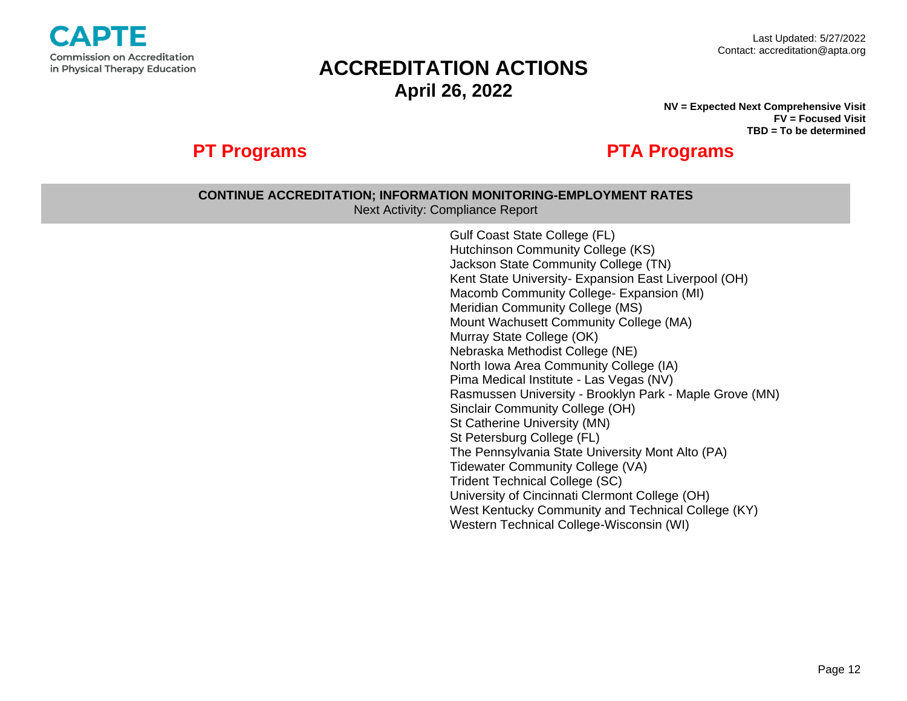CAPTE
Commission on Accreditation in Physical Therapy Education

Last Updated: 5/27/2022
Contact: accreditation@apta.org

# ACCREDITATION ACTIONS
## April 26, 2022

**NV = Expected Next Comprehensive Visit**
**FV = Focused Visit**
**TBD = To be determined**

| PT Programs | PTA Programs |
|---|---|
| **CONTINUE ACCREDITATION; INFORMATION MONITORING-EMPLOYMENT RATES** Next Activity: Compliance Report | |
| | Gulf Coast State College (FL) |
| | Hutchinson Community College (KS) |
| | Jackson State Community College (TN) |
| | Kent State University- Expansion East Liverpool (OH) |
| | Macomb Community College- Expansion (MI) |
| | Meridian Community College (MS) |
| | Mount Wachusett Community College (MA) |
| | Murray State College (OK) |
| | Nebraska Methodist College (NE) |
| | North Iowa Area Community College (IA) |
| | Pima Medical Institute - Las Vegas (NV) |
| | Rasmussen University - Brooklyn Park - Maple Grove (MN) |
| | Sinclair Community College (OH) |
| | St Catherine University (MN) |
| | St Petersburg College (FL) |
| | The Pennsylvania State University Mont Alto (PA) |
| | Tidewater Community College (VA) |
| | Trident Technical College (SC) |
| | University of Cincinnati Clermont College (OH) |
| | West Kentucky Community and Technical College (KY) |
| | Western Technical College-Wisconsin (WI) |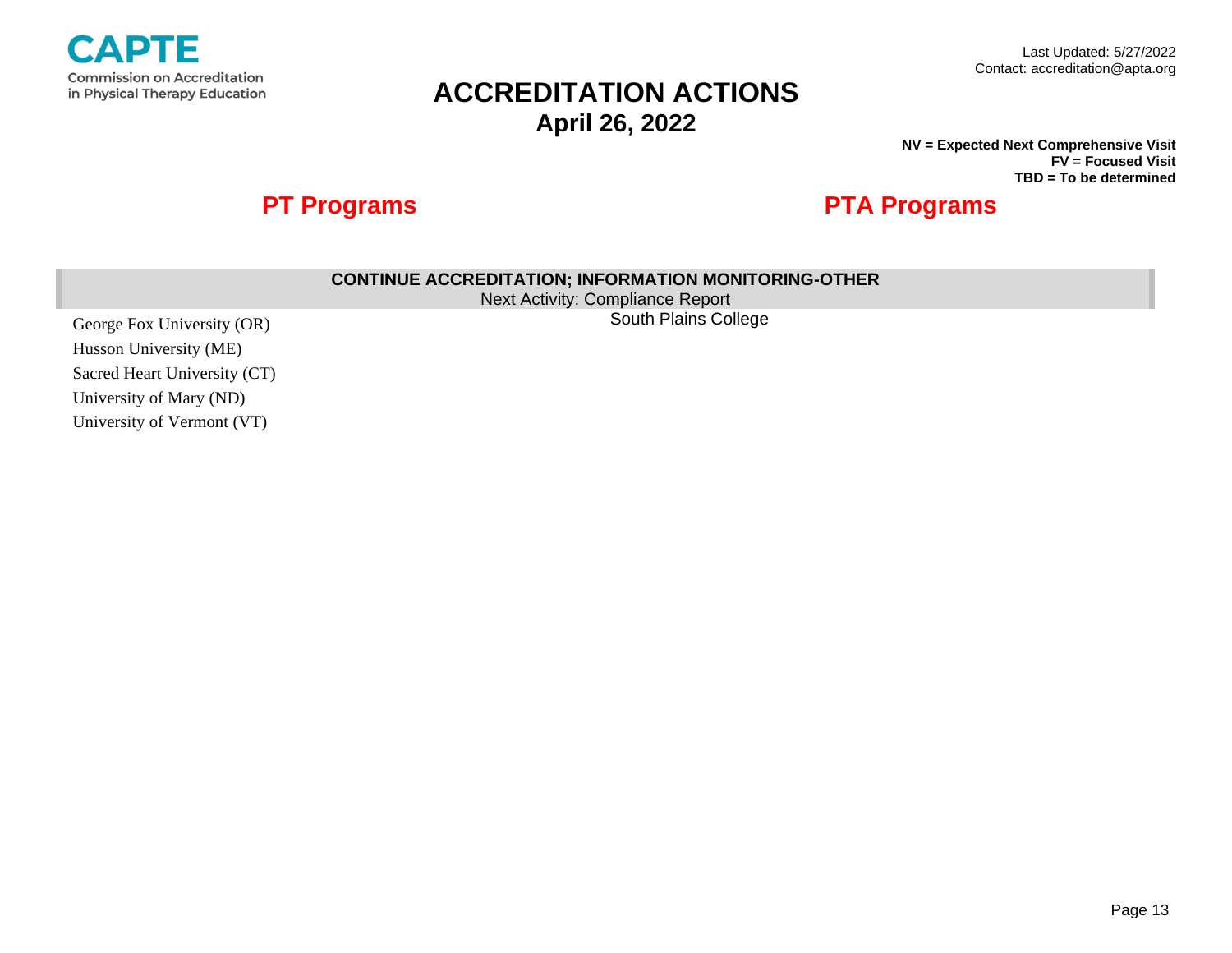CAPTE
Commission on Accreditation in Physical Therapy Education

Last Updated: 5/27/2022
Contact: accreditation@apta.org

# ACCREDITATION ACTIONS
## April 26, 2022

**NV = Expected Next Comprehensive Visit**
**FV = Focused Visit**
**TBD = To be determined**

### CONTINUE ACCREDITATION; INFORMATION MONITORING-OTHER
Next Activity: Compliance Report

| PT Programs | PTA Programs |
| --- | --- |
| George Fox University (OR) | South Plains College |
| Husson University (ME) | |
| Sacred Heart University (CT) | |
| University of Mary (ND) | |
| University of Vermont (VT) | |